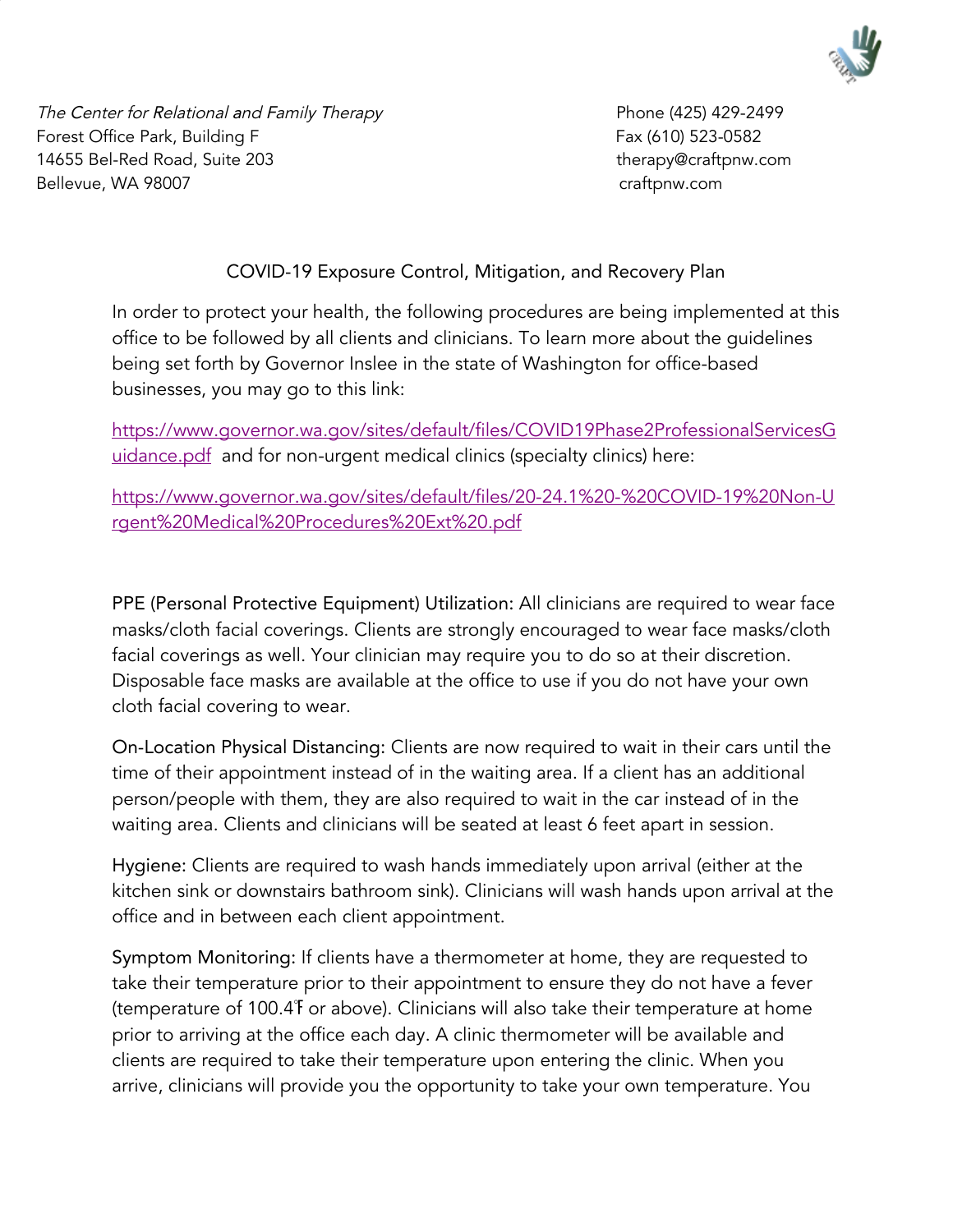*The Center for Relational and Family Therapy*
Forest Office Park, Building F
14655 Bel-Red Road, Suite 203
Bellevue, WA 98007

Phone (425) 429-2499
Fax (610) 523-0582
therapy@craftpnw.com
craftpnw.com

## COVID-19 Exposure Control, Mitigation, and Recovery Plan

In order to protect your health, the following procedures are being implemented at this office to be followed by all clients and clinicians. To learn more about the guidelines being set forth by Governor Inslee in the state of Washington for office-based businesses, you may go to this link:

[https://www.governor.wa.gov/sites/default/files/COVID19Phase2ProfessionalServicesGuidance.pdf](https://www.governor.wa.gov/sites/default/files/COVID19Phase2ProfessionalServicesGuidance.pdf) and for non-urgent medical clinics (specialty clinics) here:

[https://www.governor.wa.gov/sites/default/files/20-24.1%20-%20COVID-19%20Non-Urgent%20Medical%20Procedures%20Ext%20.pdf](https://www.governor.wa.gov/sites/default/files/20-24.1%20-%20COVID-19%20Non-Urgent%20Medical%20Procedures%20Ext%20.pdf)

PPE (Personal Protective Equipment) Utilization: All clinicians are required to wear face masks/cloth facial coverings. Clients are strongly encouraged to wear face masks/cloth facial coverings as well. Your clinician may require you to do so at their discretion. Disposable face masks are available at the office to use if you do not have your own cloth facial covering to wear.

On-Location Physical Distancing: Clients are now required to wait in their cars until the time of their appointment instead of in the waiting area. If a client has an additional person/people with them, they are also required to wait in the car instead of in the waiting area. Clients and clinicians will be seated at least 6 feet apart in session.

Hygiene: Clients are required to wash hands immediately upon arrival (either at the kitchen sink or downstairs bathroom sink). Clinicians will wash hands upon arrival at the office and in between each client appointment.

Symptom Monitoring: If clients have a thermometer at home, they are requested to take their temperature prior to their appointment to ensure they do not have a fever (temperature of 100.4℉ or above). Clinicians will also take their temperature at home prior to arriving at the office each day. A clinic thermometer will be available and clients are required to take their temperature upon entering the clinic. When you arrive, clinicians will provide you the opportunity to take your own temperature. You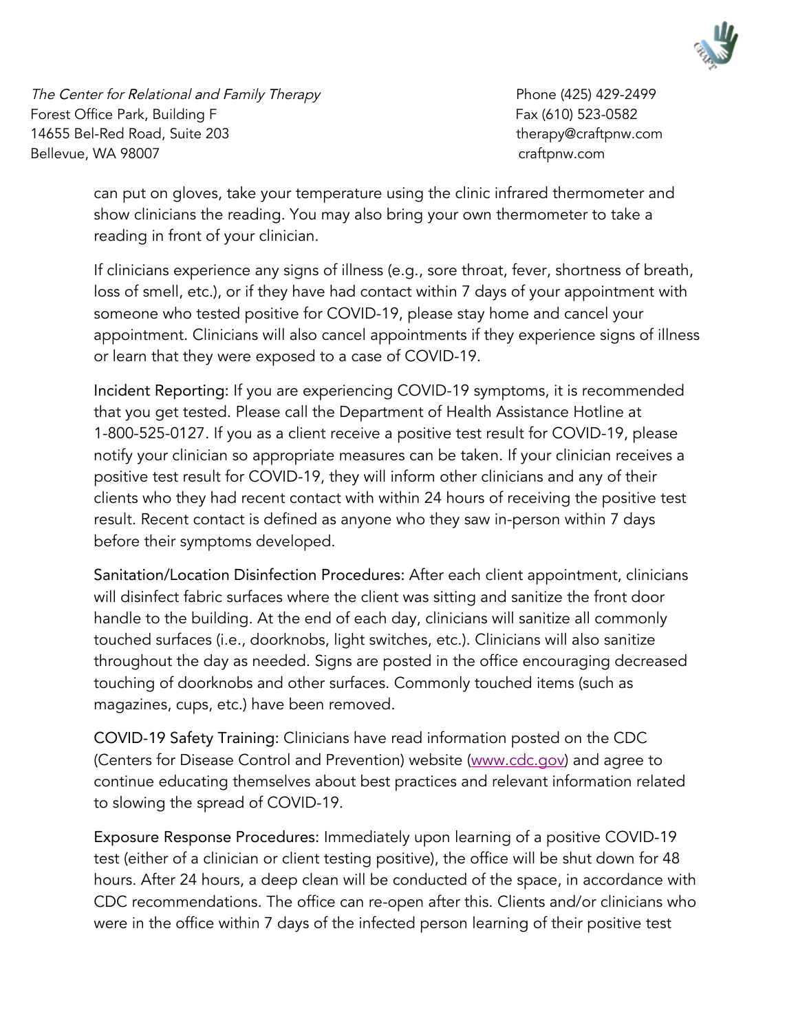can put on gloves, take your temperature using the clinic infrared thermometer and show clinicians the reading. You may also bring your own thermometer to take a reading in front of your clinician.

If clinicians experience any signs of illness (e.g., sore throat, fever, shortness of breath, loss of smell, etc.), or if they have had contact within 7 days of your appointment with someone who tested positive for COVID-19, please stay home and cancel your appointment. Clinicians will also cancel appointments if they experience signs of illness or learn that they were exposed to a case of COVID-19.

Incident Reporting: If you are experiencing COVID-19 symptoms, it is recommended that you get tested. Please call the Department of Health Assistance Hotline at 1-800-525-0127. If you as a client receive a positive test result for COVID-19, please notify your clinician so appropriate measures can be taken. If your clinician receives a positive test result for COVID-19, they will inform other clinicians and any of their clients who they had recent contact with within 24 hours of receiving the positive test result. Recent contact is defined as anyone who they saw in-person within 7 days before their symptoms developed.

Sanitation/Location Disinfection Procedures: After each client appointment, clinicians will disinfect fabric surfaces where the client was sitting and sanitize the front door handle to the building. At the end of each day, clinicians will sanitize all commonly touched surfaces (i.e., doorknobs, light switches, etc.). Clinicians will also sanitize throughout the day as needed. Signs are posted in the office encouraging decreased touching of doorknobs and other surfaces. Commonly touched items (such as magazines, cups, etc.) have been removed.

COVID-19 Safety Training: Clinicians have read information posted on the CDC (Centers for Disease Control and Prevention) website ([www.cdc.gov](http://www.cdc.gov)) and agree to continue educating themselves about best practices and relevant information related to slowing the spread of COVID-19.

Exposure Response Procedures: Immediately upon learning of a positive COVID-19 test (either of a clinician or client testing positive), the office will be shut down for 48 hours. After 24 hours, a deep clean will be conducted of the space, in accordance with CDC recommendations. The office can re-open after this. Clients and/or clinicians who were in the office within 7 days of the infected person learning of their positive test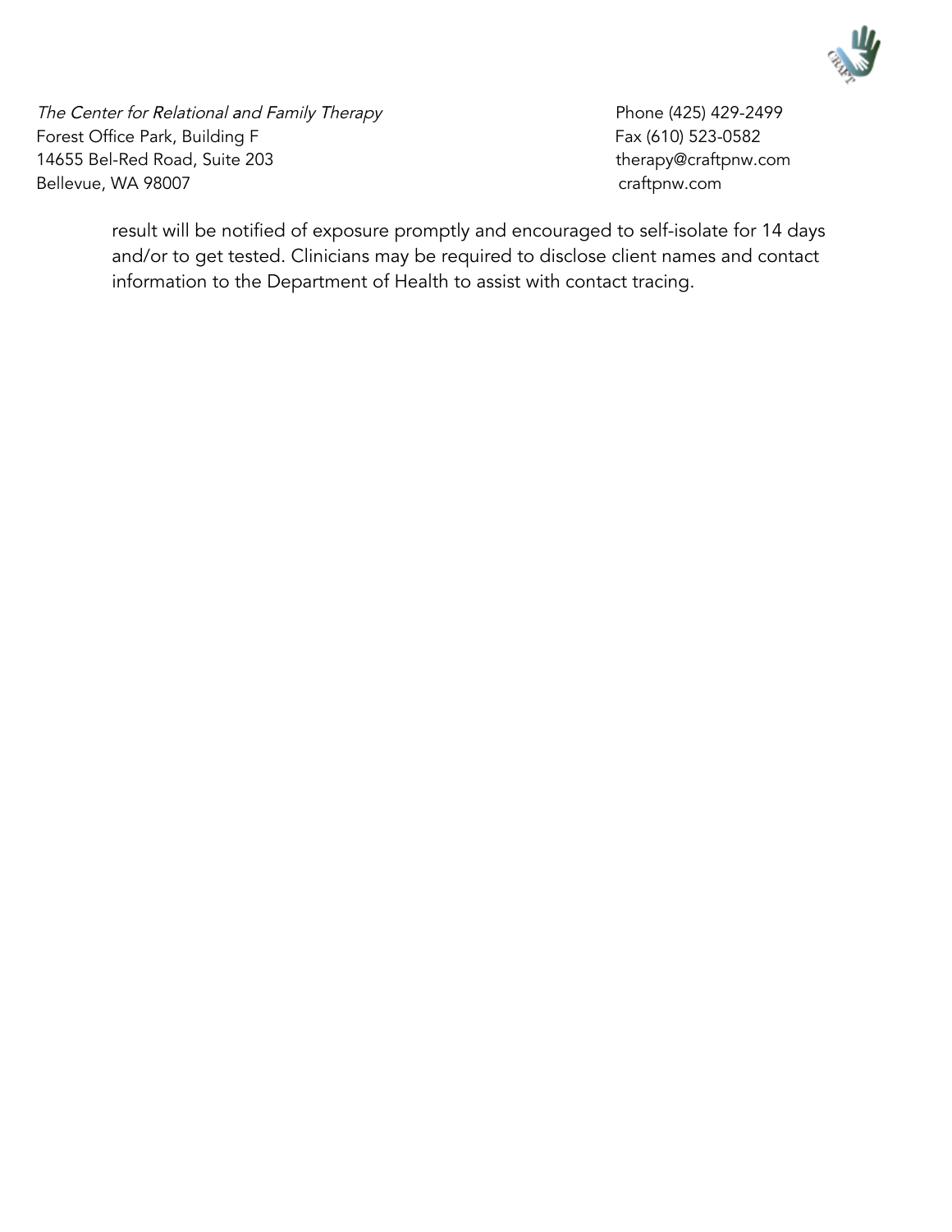result will be notified of exposure promptly and encouraged to self-isolate for 14 days and/or to get tested. Clinicians may be required to disclose client names and contact information to the Department of Health to assist with contact tracing.